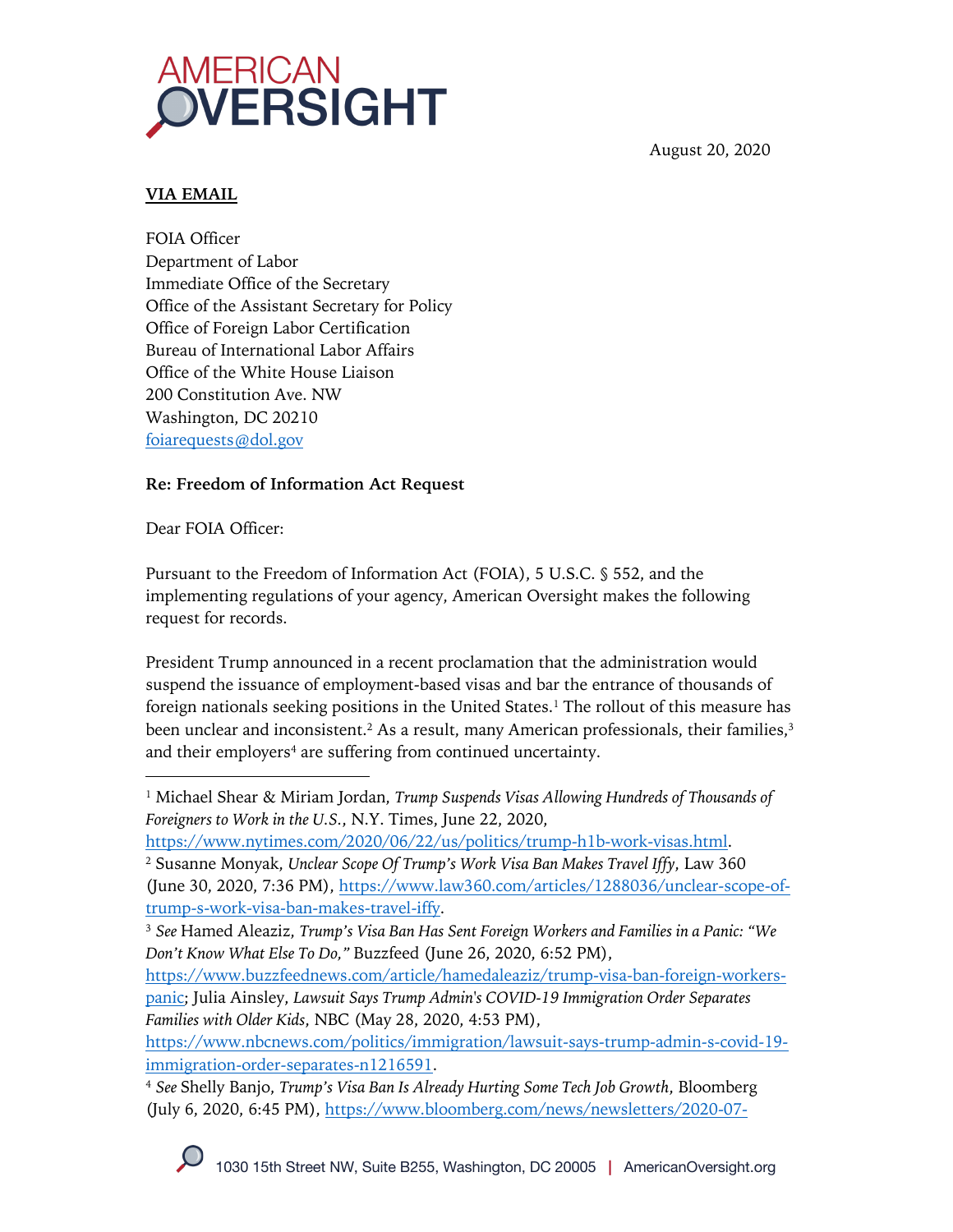# AMERICAN OVERSIGHT

August 20, 2020

**VIA EMAIL**

FOIA Officer
Department of Labor
Immediate Office of the Secretary
Office of the Assistant Secretary for Policy
Office of Foreign Labor Certification
Bureau of International Labor Affairs
Office of the White House Liaison
200 Constitution Ave. NW
Washington, DC 20210
foiarequests@dol.gov

**Re: Freedom of Information Act Request**

Dear FOIA Officer:

Pursuant to the Freedom of Information Act (FOIA), 5 U.S.C. § 552, and the implementing regulations of your agency, American Oversight makes the following request for records.

President Trump announced in a recent proclamation that the administration would suspend the issuance of employment-based visas and bar the entrance of thousands of foreign nationals seeking positions in the United States.[1] The rollout of this measure has been unclear and inconsistent.[2] As a result, many American professionals, their families,[3] and their employers[4] are suffering from continued uncertainty.

---

[1] Michael Shear & Miriam Jordan, *Trump Suspends Visas Allowing Hundreds of Thousands of Foreigners to Work in the U.S.*, N.Y. Times, June 22, 2020, https://www.nytimes.com/2020/06/22/us/politics/trump-h1b-work-visas.html.

[2] Susanne Monyak, *Unclear Scope Of Trump's Work Visa Ban Makes Travel Iffy*, Law 360 (June 30, 2020, 7:36 PM), https://www.law360.com/articles/1288036/unclear-scope-of-trump-s-work-visa-ban-makes-travel-iffy.

[3] *See* Hamed Aleaziz, *Trump's Visa Ban Has Sent Foreign Workers and Families in a Panic: "We Don't Know What Else To Do,"* Buzzfeed (June 26, 2020, 6:52 PM), https://www.buzzfeednews.com/article/hamedaleaziz/trump-visa-ban-foreign-workers-panic; Julia Ainsley, *Lawsuit Says Trump Admin's COVID-19 Immigration Order Separates Families with Older Kids*, NBC (May 28, 2020, 4:53 PM), https://www.nbcnews.com/politics/immigration/lawsuit-says-trump-admin-s-covid-19-immigration-order-separates-n1216591.

[4] *See* Shelly Banjo, *Trump's Visa Ban Is Already Hurting Some Tech Job Growth*, Bloomberg (July 6, 2020, 6:45 PM), https://www.bloomberg.com/news/newsletters/2020-07-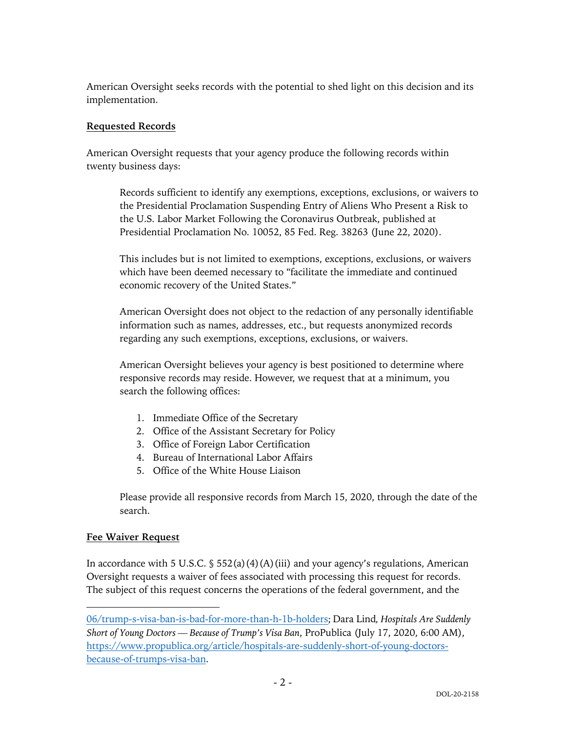American Oversight seeks records with the potential to shed light on this decision and its implementation.

**Requested Records**

American Oversight requests that your agency produce the following records within twenty business days:

> Records sufficient to identify any exemptions, exceptions, exclusions, or waivers to the Presidential Proclamation Suspending Entry of Aliens Who Present a Risk to the U.S. Labor Market Following the Coronavirus Outbreak, published at Presidential Proclamation No. 10052, 85 Fed. Reg. 38263 (June 22, 2020).
>
> This includes but is not limited to exemptions, exceptions, exclusions, or waivers which have been deemed necessary to "facilitate the immediate and continued economic recovery of the United States."
>
> American Oversight does not object to the redaction of any personally identifiable information such as names, addresses, etc., but requests anonymized records regarding any such exemptions, exceptions, exclusions, or waivers.
>
> American Oversight believes your agency is best positioned to determine where responsive records may reside. However, we request that at a minimum, you search the following offices:
>
> 1. Immediate Office of the Secretary
> 2. Office of the Assistant Secretary for Policy
> 3. Office of Foreign Labor Certification
> 4. Bureau of International Labor Affairs
> 5. Office of the White House Liaison
>
> Please provide all responsive records from March 15, 2020, through the date of the search.

**Fee Waiver Request**

In accordance with 5 U.S.C. § 552(a)(4)(A)(iii) and your agency's regulations, American Oversight requests a waiver of fees associated with processing this request for records. The subject of this request concerns the operations of the federal government, and the

---

06/trump-s-visa-ban-is-bad-for-more-than-h-1b-holders; Dara Lind, *Hospitals Are Suddenly Short of Young Doctors — Because of Trump's Visa Ban*, ProPublica (July 17, 2020, 6:00 AM), https://www.propublica.org/article/hospitals-are-suddenly-short-of-young-doctors-because-of-trumps-visa-ban.

DOL-20-2158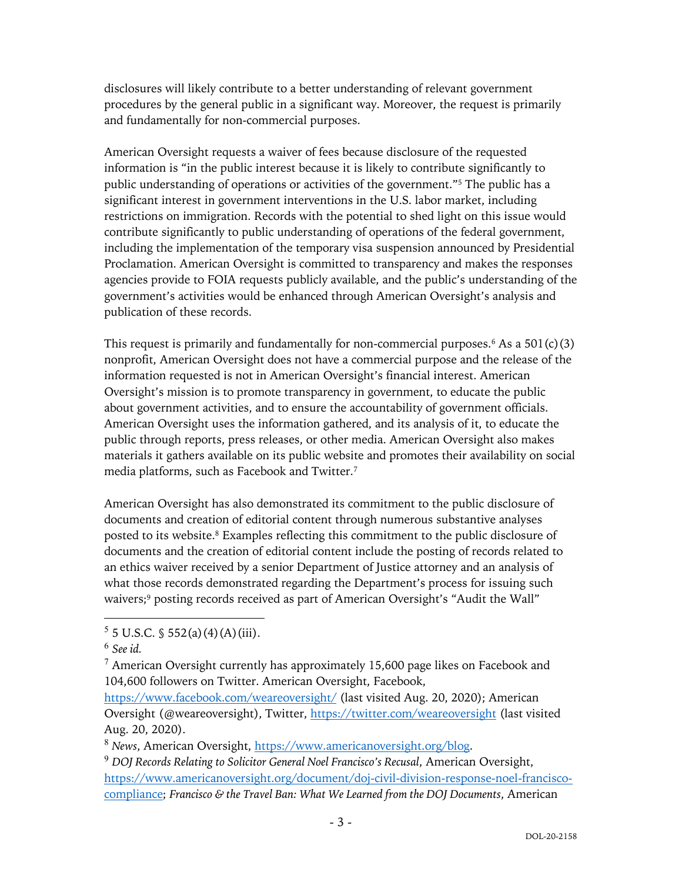disclosures will likely contribute to a better understanding of relevant government procedures by the general public in a significant way. Moreover, the request is primarily and fundamentally for non-commercial purposes.

American Oversight requests a waiver of fees because disclosure of the requested information is "in the public interest because it is likely to contribute significantly to public understanding of operations or activities of the government."[5] The public has a significant interest in government interventions in the U.S. labor market, including restrictions on immigration. Records with the potential to shed light on this issue would contribute significantly to public understanding of operations of the federal government, including the implementation of the temporary visa suspension announced by Presidential Proclamation. American Oversight is committed to transparency and makes the responses agencies provide to FOIA requests publicly available, and the public's understanding of the government's activities would be enhanced through American Oversight's analysis and publication of these records.

This request is primarily and fundamentally for non-commercial purposes.[6] As a 501(c)(3) nonprofit, American Oversight does not have a commercial purpose and the release of the information requested is not in American Oversight's financial interest. American Oversight's mission is to promote transparency in government, to educate the public about government activities, and to ensure the accountability of government officials. American Oversight uses the information gathered, and its analysis of it, to educate the public through reports, press releases, or other media. American Oversight also makes materials it gathers available on its public website and promotes their availability on social media platforms, such as Facebook and Twitter.[7]

American Oversight has also demonstrated its commitment to the public disclosure of documents and creation of editorial content through numerous substantive analyses posted to its website.[8] Examples reflecting this commitment to the public disclosure of documents and the creation of editorial content include the posting of records related to an ethics waiver received by a senior Department of Justice attorney and an analysis of what those records demonstrated regarding the Department's process for issuing such waivers;[9] posting records received as part of American Oversight's "Audit the Wall"

---

[5] 5 U.S.C. § 552(a)(4)(A)(iii).

[6] *See id.*

[7] American Oversight currently has approximately 15,600 page likes on Facebook and 104,600 followers on Twitter. American Oversight, Facebook, https://www.facebook.com/weareoversight/ (last visited Aug. 20, 2020); American Oversight (@weareoversight), Twitter, https://twitter.com/weareoversight (last visited Aug. 20, 2020).

[8] *News*, American Oversight, https://www.americanoversight.org/blog.

[9] *DOJ Records Relating to Solicitor General Noel Francisco's Recusal*, American Oversight, https://www.americanoversight.org/document/doj-civil-division-response-noel-francisco-compliance; *Francisco & the Travel Ban: What We Learned from the DOJ Documents*, American

DOL-20-2158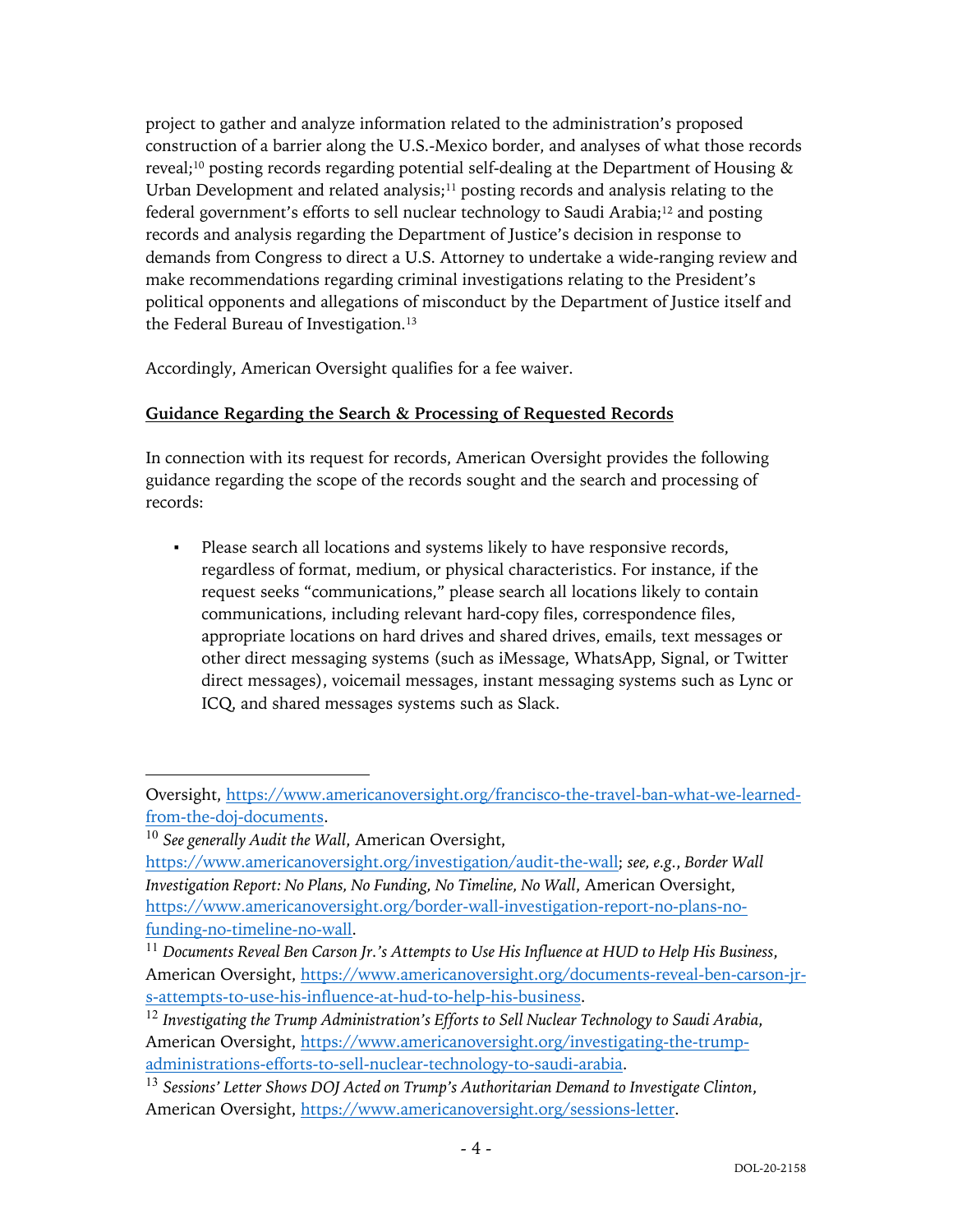project to gather and analyze information related to the administration's proposed construction of a barrier along the U.S.-Mexico border, and analyses of what those records reveal;[10] posting records regarding potential self-dealing at the Department of Housing & Urban Development and related analysis;[11] posting records and analysis relating to the federal government's efforts to sell nuclear technology to Saudi Arabia;[12] and posting records and analysis regarding the Department of Justice's decision in response to demands from Congress to direct a U.S. Attorney to undertake a wide-ranging review and make recommendations regarding criminal investigations relating to the President's political opponents and allegations of misconduct by the Department of Justice itself and the Federal Bureau of Investigation.[13]

Accordingly, American Oversight qualifies for a fee waiver.

**Guidance Regarding the Search & Processing of Requested Records**

In connection with its request for records, American Oversight provides the following guidance regarding the scope of the records sought and the search and processing of records:

- Please search all locations and systems likely to have responsive records, regardless of format, medium, or physical characteristics. For instance, if the request seeks "communications," please search all locations likely to contain communications, including relevant hard-copy files, correspondence files, appropriate locations on hard drives and shared drives, emails, text messages or other direct messaging systems (such as iMessage, WhatsApp, Signal, or Twitter direct messages), voicemail messages, instant messaging systems such as Lync or ICQ, and shared messages systems such as Slack.

---

Oversight, https://www.americanoversight.org/francisco-the-travel-ban-what-we-learned-from-the-doj-documents.

[10] *See generally Audit the Wall*, American Oversight, https://www.americanoversight.org/investigation/audit-the-wall; *see, e.g.*, *Border Wall Investigation Report: No Plans, No Funding, No Timeline, No Wall*, American Oversight, https://www.americanoversight.org/border-wall-investigation-report-no-plans-no-funding-no-timeline-no-wall.

[11] *Documents Reveal Ben Carson Jr.'s Attempts to Use His Influence at HUD to Help His Business*, American Oversight, https://www.americanoversight.org/documents-reveal-ben-carson-jr-s-attempts-to-use-his-influence-at-hud-to-help-his-business.

[12] *Investigating the Trump Administration's Efforts to Sell Nuclear Technology to Saudi Arabia*, American Oversight, https://www.americanoversight.org/investigating-the-trump-administrations-efforts-to-sell-nuclear-technology-to-saudi-arabia.

[13] *Sessions' Letter Shows DOJ Acted on Trump's Authoritarian Demand to Investigate Clinton*, American Oversight, https://www.americanoversight.org/sessions-letter.

DOL-20-2158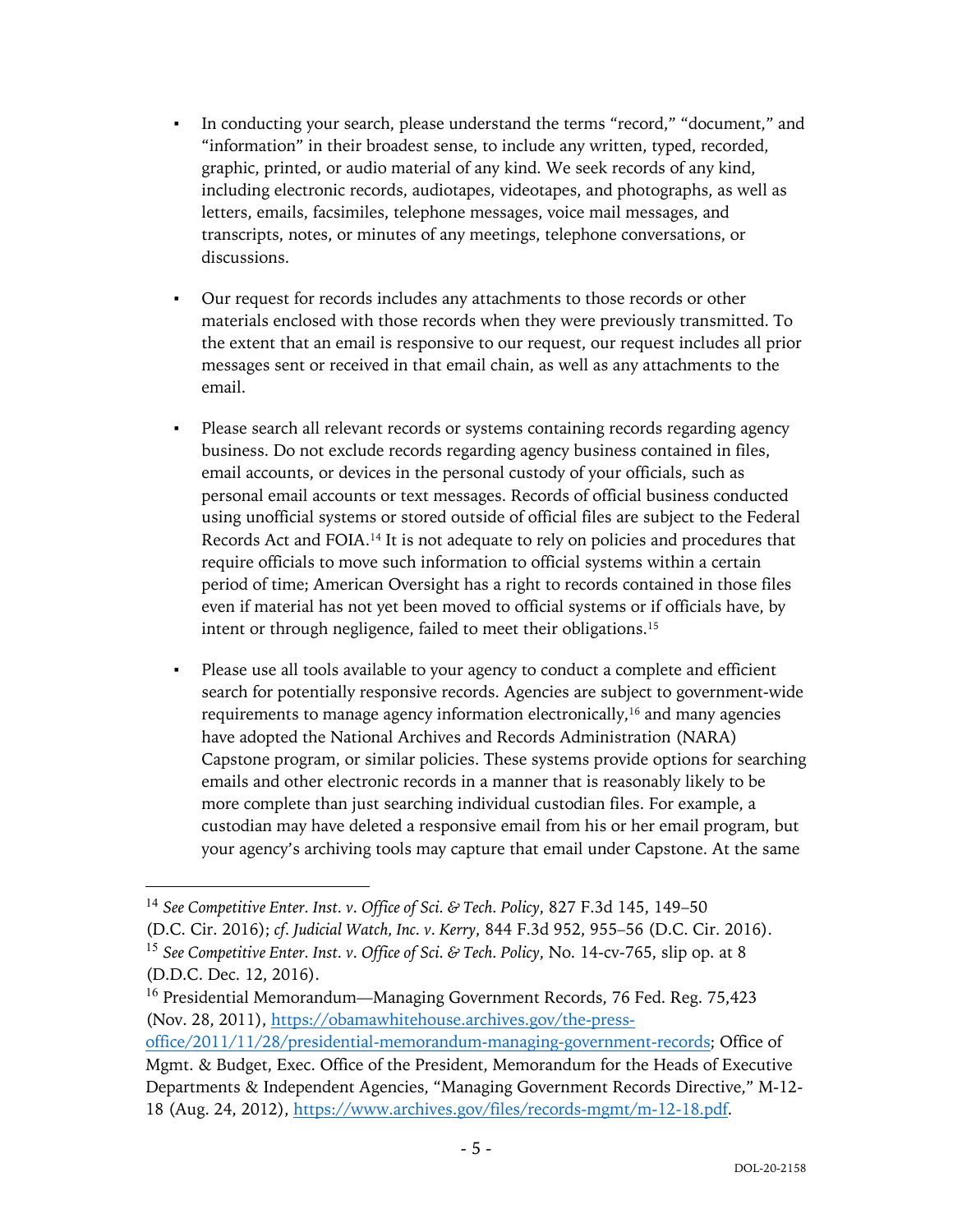- In conducting your search, please understand the terms "record," "document," and "information" in their broadest sense, to include any written, typed, recorded, graphic, printed, or audio material of any kind. We seek records of any kind, including electronic records, audiotapes, videotapes, and photographs, as well as letters, emails, facsimiles, telephone messages, voice mail messages, and transcripts, notes, or minutes of any meetings, telephone conversations, or discussions.

- Our request for records includes any attachments to those records or other materials enclosed with those records when they were previously transmitted. To the extent that an email is responsive to our request, our request includes all prior messages sent or received in that email chain, as well as any attachments to the email.

- Please search all relevant records or systems containing records regarding agency business. Do not exclude records regarding agency business contained in files, email accounts, or devices in the personal custody of your officials, such as personal email accounts or text messages. Records of official business conducted using unofficial systems or stored outside of official files are subject to the Federal Records Act and FOIA.[14] It is not adequate to rely on policies and procedures that require officials to move such information to official systems within a certain period of time; American Oversight has a right to records contained in those files even if material has not yet been moved to official systems or if officials have, by intent or through negligence, failed to meet their obligations.[15]

- Please use all tools available to your agency to conduct a complete and efficient search for potentially responsive records. Agencies are subject to government-wide requirements to manage agency information electronically,[16] and many agencies have adopted the National Archives and Records Administration (NARA) Capstone program, or similar policies. These systems provide options for searching emails and other electronic records in a manner that is reasonably likely to be more complete than just searching individual custodian files. For example, a custodian may have deleted a responsive email from his or her email program, but your agency's archiving tools may capture that email under Capstone. At the same

---

[14] *See Competitive Enter. Inst. v. Office of Sci. & Tech. Policy*, 827 F.3d 145, 149–50 (D.C. Cir. 2016); *cf. Judicial Watch, Inc. v. Kerry*, 844 F.3d 952, 955–56 (D.C. Cir. 2016).

[15] *See Competitive Enter. Inst. v. Office of Sci. & Tech. Policy*, No. 14-cv-765, slip op. at 8 (D.D.C. Dec. 12, 2016).

[16] Presidential Memorandum—Managing Government Records, 76 Fed. Reg. 75,423 (Nov. 28, 2011), https://obamawhitehouse.archives.gov/the-press-office/2011/11/28/presidential-memorandum-managing-government-records; Office of Mgmt. & Budget, Exec. Office of the President, Memorandum for the Heads of Executive Departments & Independent Agencies, "Managing Government Records Directive," M-12-18 (Aug. 24, 2012), https://www.archives.gov/files/records-mgmt/m-12-18.pdf.

DOL-20-2158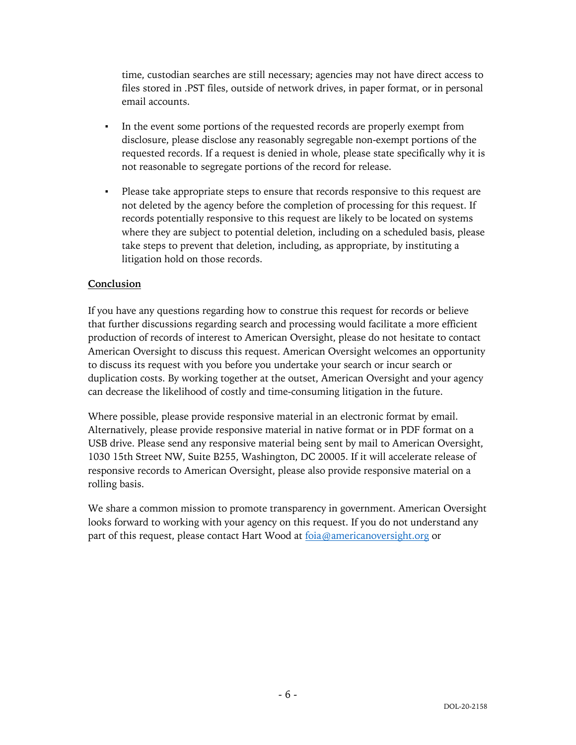time, custodian searches are still necessary; agencies may not have direct access to files stored in .PST files, outside of network drives, in paper format, or in personal email accounts.

- In the event some portions of the requested records are properly exempt from disclosure, please disclose any reasonably segregable non-exempt portions of the requested records. If a request is denied in whole, please state specifically why it is not reasonable to segregate portions of the record for release.

- Please take appropriate steps to ensure that records responsive to this request are not deleted by the agency before the completion of processing for this request. If records potentially responsive to this request are likely to be located on systems where they are subject to potential deletion, including on a scheduled basis, please take steps to prevent that deletion, including, as appropriate, by instituting a litigation hold on those records.

**Conclusion**

If you have any questions regarding how to construe this request for records or believe that further discussions regarding search and processing would facilitate a more efficient production of records of interest to American Oversight, please do not hesitate to contact American Oversight to discuss this request. American Oversight welcomes an opportunity to discuss its request with you before you undertake your search or incur search or duplication costs. By working together at the outset, American Oversight and your agency can decrease the likelihood of costly and time-consuming litigation in the future.

Where possible, please provide responsive material in an electronic format by email. Alternatively, please provide responsive material in native format or in PDF format on a USB drive. Please send any responsive material being sent by mail to American Oversight, 1030 15th Street NW, Suite B255, Washington, DC 20005. If it will accelerate release of responsive records to American Oversight, please also provide responsive material on a rolling basis.

We share a common mission to promote transparency in government. American Oversight looks forward to working with your agency on this request. If you do not understand any part of this request, please contact Hart Wood at foia@americanoversight.org or

DOL-20-2158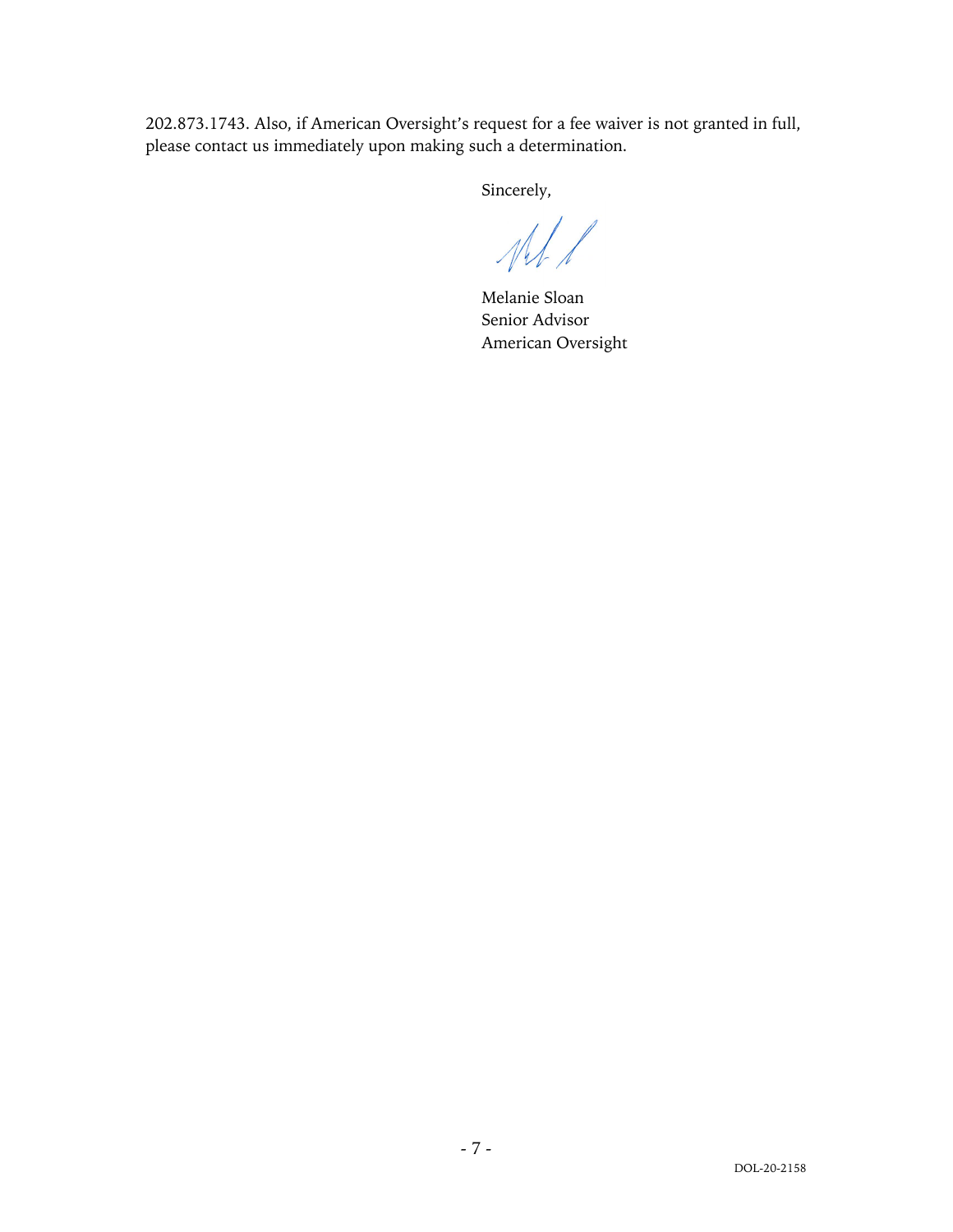202.873.1743. Also, if American Oversight's request for a fee waiver is not granted in full, please contact us immediately upon making such a determination.

Sincerely,

Melanie Sloan
Senior Advisor
American Oversight

DOL-20-2158